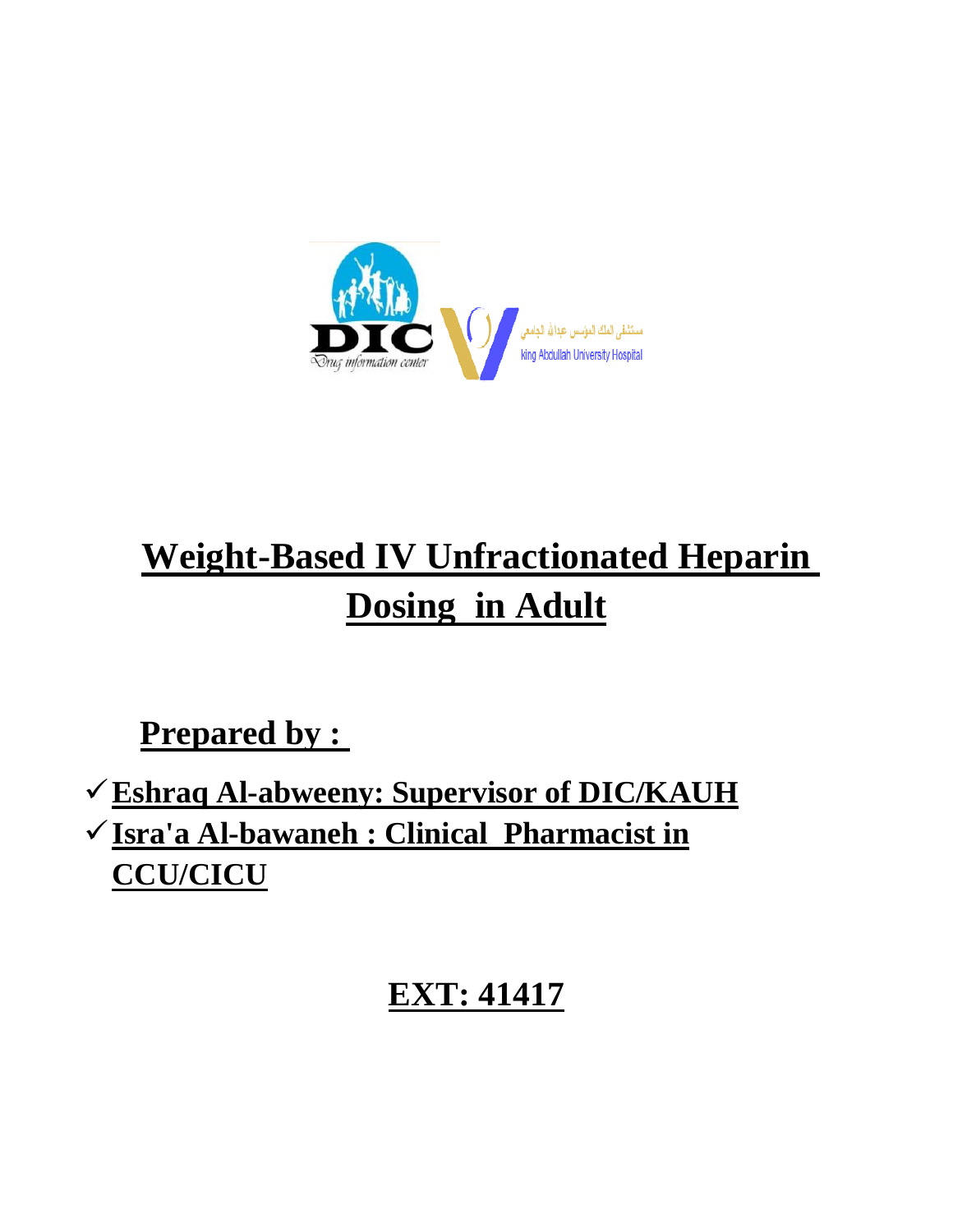# Weight-Based IV Unfractionated Heparin Dosing in Adult

## Prepared by :

- ✓ **Eshraq Al-abweeny: Supervisor of DIC/KAUH**
- ✓ **Isra'a Al-bawaneh : Clinical Pharmacist in CCU/CICU**

## EXT: 41417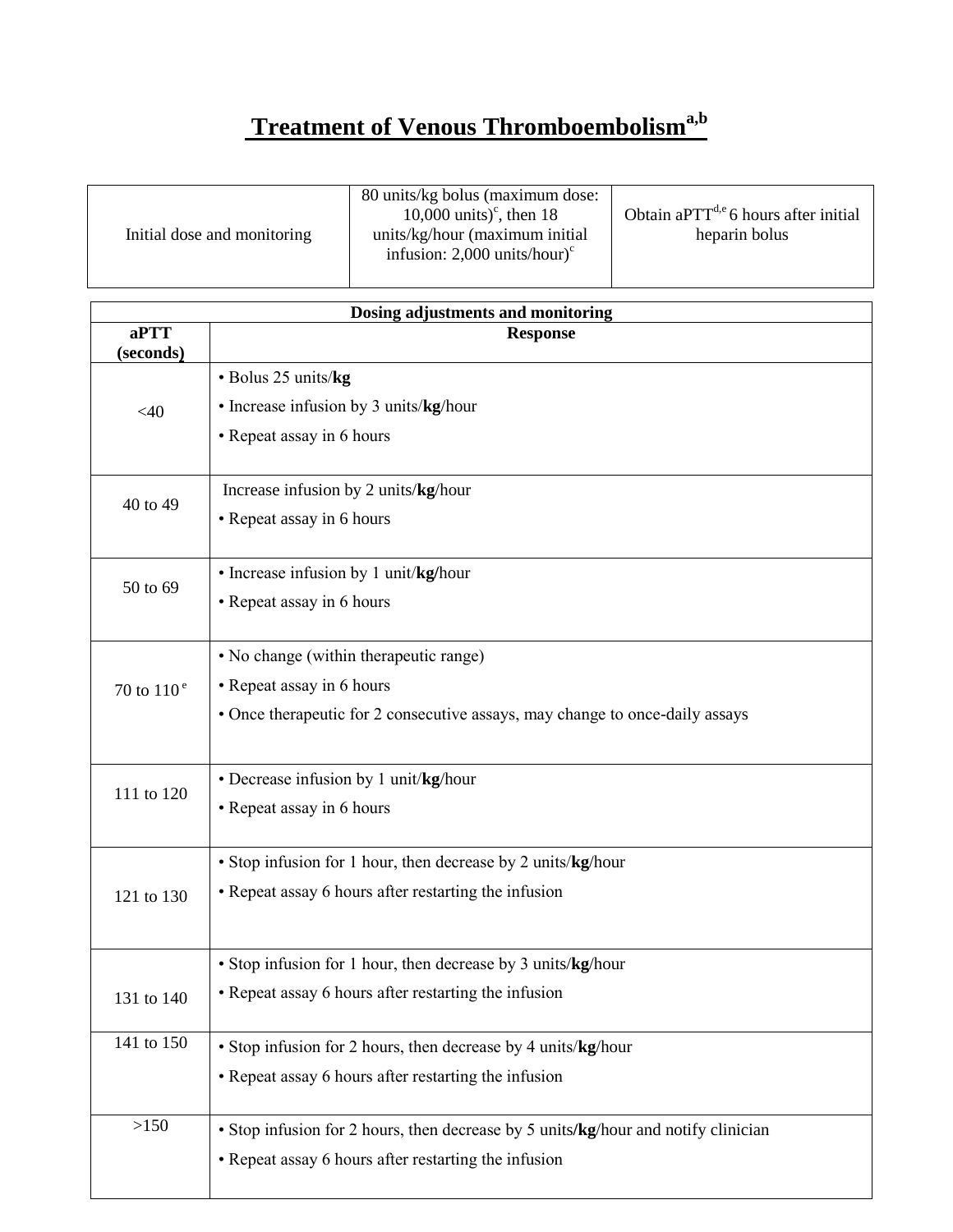# Treatment of Venous Thromboembolism[a,b]

| Initial dose and monitoring | 80 units/kg bolus (maximum dose: 10,000 units)[c], then 18 units/kg/hour (maximum initial infusion: 2,000 units/hour)[c] | Obtain aPTT[d,e] 6 hours after initial heparin bolus |
|---|---|---|

| Dosing adjustments and monitoring | |
|---|---|
| **aPTT (seconds)** | **Response** |
| <40 | • Bolus 25 units/**kg**<br>• Increase infusion by 3 units/**kg**/hour<br>• Repeat assay in 6 hours |
| 40 to 49 | Increase infusion by 2 units/**kg**/hour<br>• Repeat assay in 6 hours |
| 50 to 69 | • Increase infusion by 1 unit/**kg/**hour<br>• Repeat assay in 6 hours |
| 70 to 110[e] | • No change (within therapeutic range)<br>• Repeat assay in 6 hours<br>• Once therapeutic for 2 consecutive assays, may change to once-daily assays |
| 111 to 120 | • Decrease infusion by 1 unit/**kg**/hour<br>• Repeat assay in 6 hours |
| 121 to 130 | • Stop infusion for 1 hour, then decrease by 2 units/**kg**/hour<br>• Repeat assay 6 hours after restarting the infusion |
| 131 to 140 | • Stop infusion for 1 hour, then decrease by 3 units/**kg**/hour<br>• Repeat assay 6 hours after restarting the infusion |
| 141 to 150 | • Stop infusion for 2 hours, then decrease by 4 units/**kg**/hour<br>• Repeat assay 6 hours after restarting the infusion |
| >150 | • Stop infusion for 2 hours, then decrease by 5 units/**kg**/hour and notify clinician<br>• Repeat assay 6 hours after restarting the infusion |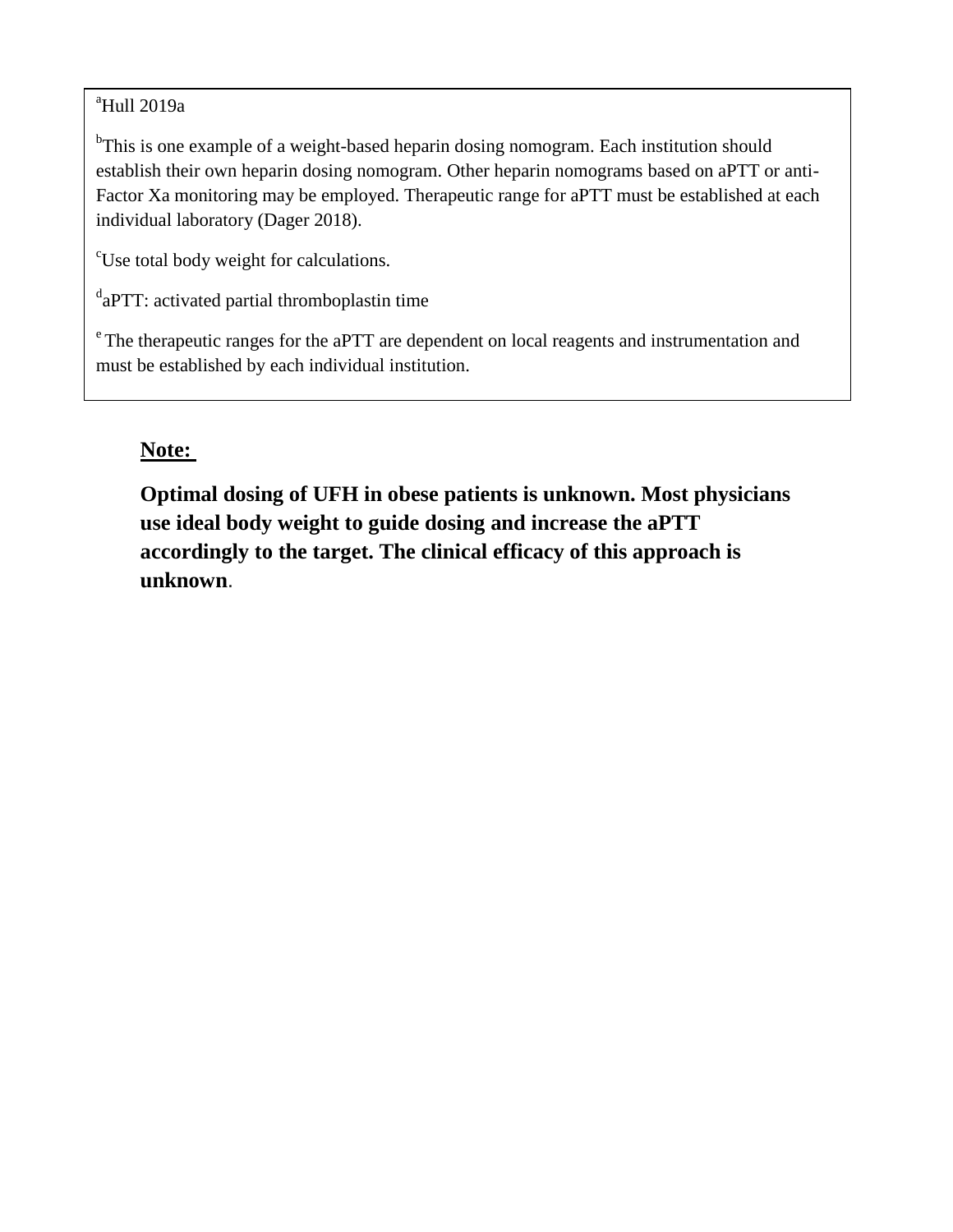[a]Hull 2019a

[b]This is one example of a weight-based heparin dosing nomogram. Each institution should establish their own heparin dosing nomogram. Other heparin nomograms based on aPTT or anti-Factor Xa monitoring may be employed. Therapeutic range for aPTT must be established at each individual laboratory (Dager 2018).

[c]Use total body weight for calculations.

[d]aPTT: activated partial thromboplastin time

[e] The therapeutic ranges for the aPTT are dependent on local reagents and instrumentation and must be established by each individual institution.

**Note:**

**Optimal dosing of UFH in obese patients is unknown. Most physicians use ideal body weight to guide dosing and increase the aPTT accordingly to the target. The clinical efficacy of this approach is unknown**.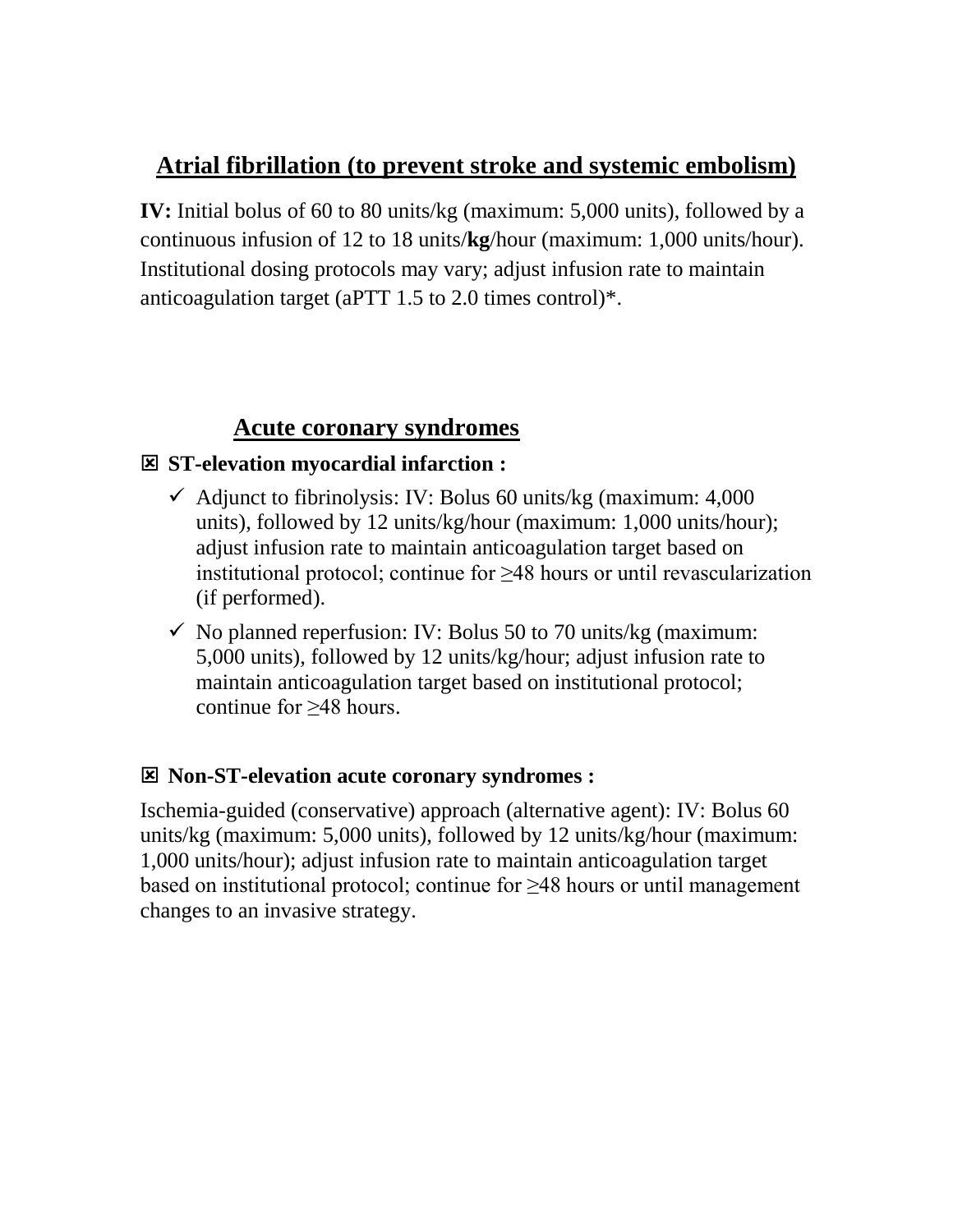## Atrial fibrillation (to prevent stroke and systemic embolism)

**IV:** Initial bolus of 60 to 80 units/kg (maximum: 5,000 units), followed by a continuous infusion of 12 to 18 units/**kg**/hour (maximum: 1,000 units/hour). Institutional dosing protocols may vary; adjust infusion rate to maintain anticoagulation target (aPTT 1.5 to 2.0 times control)*.

## Acute coronary syndromes

- **ST-elevation myocardial infarction :**
  - ✓ Adjunct to fibrinolysis: IV: Bolus 60 units/kg (maximum: 4,000 units), followed by 12 units/kg/hour (maximum: 1,000 units/hour); adjust infusion rate to maintain anticoagulation target based on institutional protocol; continue for ≥48 hours or until revascularization (if performed).
  - ✓ No planned reperfusion: IV: Bolus 50 to 70 units/kg (maximum: 5,000 units), followed by 12 units/kg/hour; adjust infusion rate to maintain anticoagulation target based on institutional protocol; continue for ≥48 hours.

- **Non-ST-elevation acute coronary syndromes :**

Ischemia-guided (conservative) approach (alternative agent): IV: Bolus 60 units/kg (maximum: 5,000 units), followed by 12 units/kg/hour (maximum: 1,000 units/hour); adjust infusion rate to maintain anticoagulation target based on institutional protocol; continue for ≥48 hours or until management changes to an invasive strategy.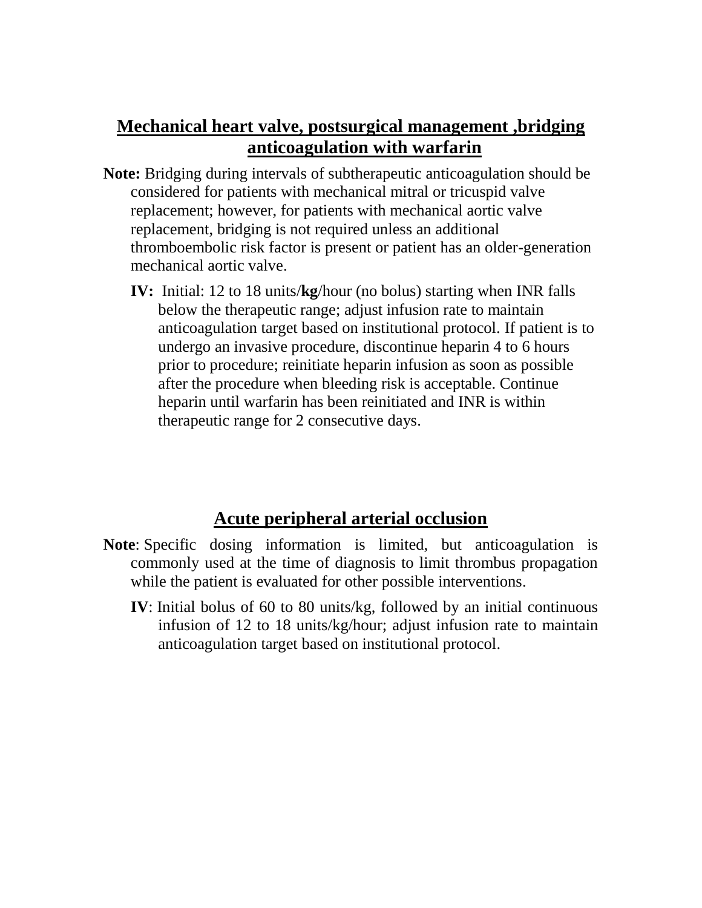## Mechanical heart valve, postsurgical management ,bridging anticoagulation with warfarin

**Note:** Bridging during intervals of subtherapeutic anticoagulation should be considered for patients with mechanical mitral or tricuspid valve replacement; however, for patients with mechanical aortic valve replacement, bridging is not required unless an additional thromboembolic risk factor is present or patient has an older-generation mechanical aortic valve.

**IV:** Initial: 12 to 18 units/**kg**/hour (no bolus) starting when INR falls below the therapeutic range; adjust infusion rate to maintain anticoagulation target based on institutional protocol. If patient is to undergo an invasive procedure, discontinue heparin 4 to 6 hours prior to procedure; reinitiate heparin infusion as soon as possible after the procedure when bleeding risk is acceptable. Continue heparin until warfarin has been reinitiated and INR is within therapeutic range for 2 consecutive days.

## Acute peripheral arterial occlusion

**Note**: Specific dosing information is limited, but anticoagulation is commonly used at the time of diagnosis to limit thrombus propagation while the patient is evaluated for other possible interventions.

**IV**: Initial bolus of 60 to 80 units/kg, followed by an initial continuous infusion of 12 to 18 units/kg/hour; adjust infusion rate to maintain anticoagulation target based on institutional protocol.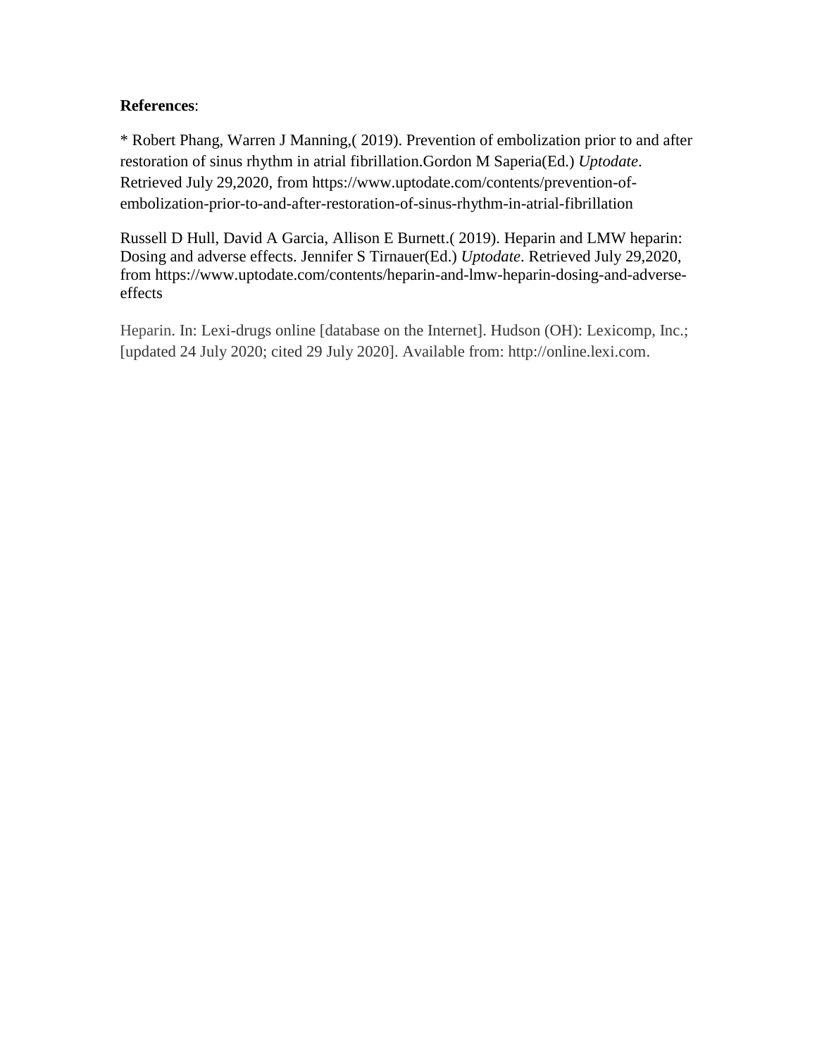**References**:

* Robert Phang, Warren J Manning,( 2019). Prevention of embolization prior to and after restoration of sinus rhythm in atrial fibrillation.Gordon M Saperia(Ed.) *Uptodate*. Retrieved July 29,2020, from https://www.uptodate.com/contents/prevention-of-embolization-prior-to-and-after-restoration-of-sinus-rhythm-in-atrial-fibrillation

Russell D Hull, David A Garcia, Allison E Burnett.( 2019). Heparin and LMW heparin: Dosing and adverse effects. Jennifer S Tirnauer(Ed.) *Uptodate*. Retrieved July 29,2020, from https://www.uptodate.com/contents/heparin-and-lmw-heparin-dosing-and-adverse-effects

Heparin. In: Lexi-drugs online [database on the Internet]. Hudson (OH): Lexicomp, Inc.; [updated 24 July 2020; cited 29 July 2020]. Available from: http://online.lexi.com.